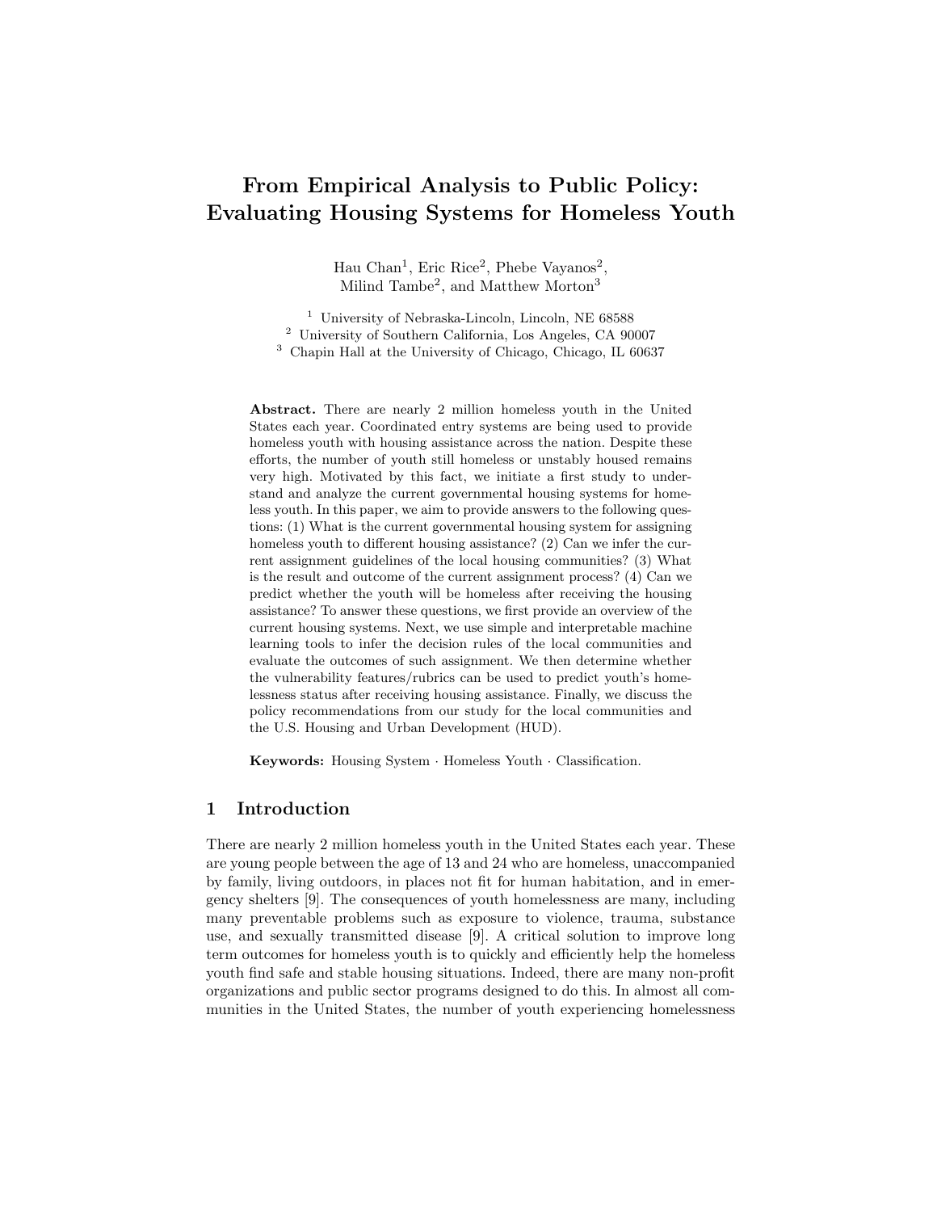# From Empirical Analysis to Public Policy: Evaluating Housing Systems for Homeless Youth

Hau Chan[1], Eric Rice[2], Phebe Vayanos[2], Milind Tambe[2], and Matthew Morton[3]

[1] University of Nebraska-Lincoln, Lincoln, NE 68588
[2] University of Southern California, Los Angeles, CA 90007
[3] Chapin Hall at the University of Chicago, Chicago, IL 60637

**Abstract.** There are nearly 2 million homeless youth in the United States each year. Coordinated entry systems are being used to provide homeless youth with housing assistance across the nation. Despite these efforts, the number of youth still homeless or unstably housed remains very high. Motivated by this fact, we initiate a first study to understand and analyze the current governmental housing systems for homeless youth. In this paper, we aim to provide answers to the following questions: (1) What is the current governmental housing system for assigning homeless youth to different housing assistance? (2) Can we infer the current assignment guidelines of the local housing communities? (3) What is the result and outcome of the current assignment process? (4) Can we predict whether the youth will be homeless after receiving the housing assistance? To answer these questions, we first provide an overview of the current housing systems. Next, we use simple and interpretable machine learning tools to infer the decision rules of the local communities and evaluate the outcomes of such assignment. We then determine whether the vulnerability features/rubrics can be used to predict youth's homelessness status after receiving housing assistance. Finally, we discuss the policy recommendations from our study for the local communities and the U.S. Housing and Urban Development (HUD).

**Keywords:** Housing System · Homeless Youth · Classification.

## 1 Introduction

There are nearly 2 million homeless youth in the United States each year. These are young people between the age of 13 and 24 who are homeless, unaccompanied by family, living outdoors, in places not fit for human habitation, and in emergency shelters [9]. The consequences of youth homelessness are many, including many preventable problems such as exposure to violence, trauma, substance use, and sexually transmitted disease [9]. A critical solution to improve long term outcomes for homeless youth is to quickly and efficiently help the homeless youth find safe and stable housing situations. Indeed, there are many non-profit organizations and public sector programs designed to do this. In almost all communities in the United States, the number of youth experiencing homelessness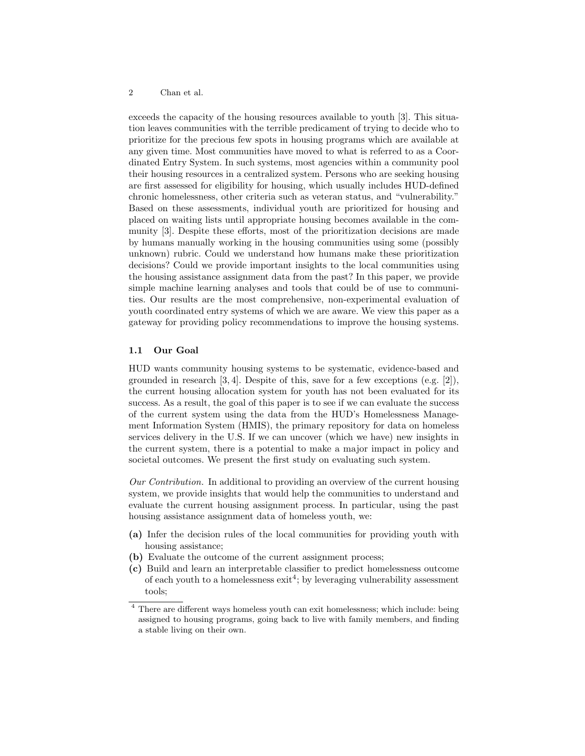exceeds the capacity of the housing resources available to youth [3]. This situation leaves communities with the terrible predicament of trying to decide who to prioritize for the precious few spots in housing programs which are available at any given time. Most communities have moved to what is referred to as a Coordinated Entry System. In such systems, most agencies within a community pool their housing resources in a centralized system. Persons who are seeking housing are first assessed for eligibility for housing, which usually includes HUD-defined chronic homelessness, other criteria such as veteran status, and "vulnerability." Based on these assessments, individual youth are prioritized for housing and placed on waiting lists until appropriate housing becomes available in the community [3]. Despite these efforts, most of the prioritization decisions are made by humans manually working in the housing communities using some (possibly unknown) rubric. Could we understand how humans make these prioritization decisions? Could we provide important insights to the local communities using the housing assistance assignment data from the past? In this paper, we provide simple machine learning analyses and tools that could be of use to communities. Our results are the most comprehensive, non-experimental evaluation of youth coordinated entry systems of which we are aware. We view this paper as a gateway for providing policy recommendations to improve the housing systems.

### 1.1 Our Goal

HUD wants community housing systems to be systematic, evidence-based and grounded in research [3, 4]. Despite of this, save for a few exceptions (e.g. [2]), the current housing allocation system for youth has not been evaluated for its success. As a result, the goal of this paper is to see if we can evaluate the success of the current system using the data from the HUD's Homelessness Management Information System (HMIS), the primary repository for data on homeless services delivery in the U.S. If we can uncover (which we have) new insights in the current system, there is a potential to make a major impact in policy and societal outcomes. We present the first study on evaluating such system.

*Our Contribution.* In additional to providing an overview of the current housing system, we provide insights that would help the communities to understand and evaluate the current housing assignment process. In particular, using the past housing assistance assignment data of homeless youth, we:

**(a)** Infer the decision rules of the local communities for providing youth with housing assistance;
**(b)** Evaluate the outcome of the current assignment process;
**(c)** Build and learn an interpretable classifier to predict homelessness outcome of each youth to a homelessness exit[4]; by leveraging vulnerability assessment tools;

[4] There are different ways homeless youth can exit homelessness; which include: being assigned to housing programs, going back to live with family members, and finding a stable living on their own.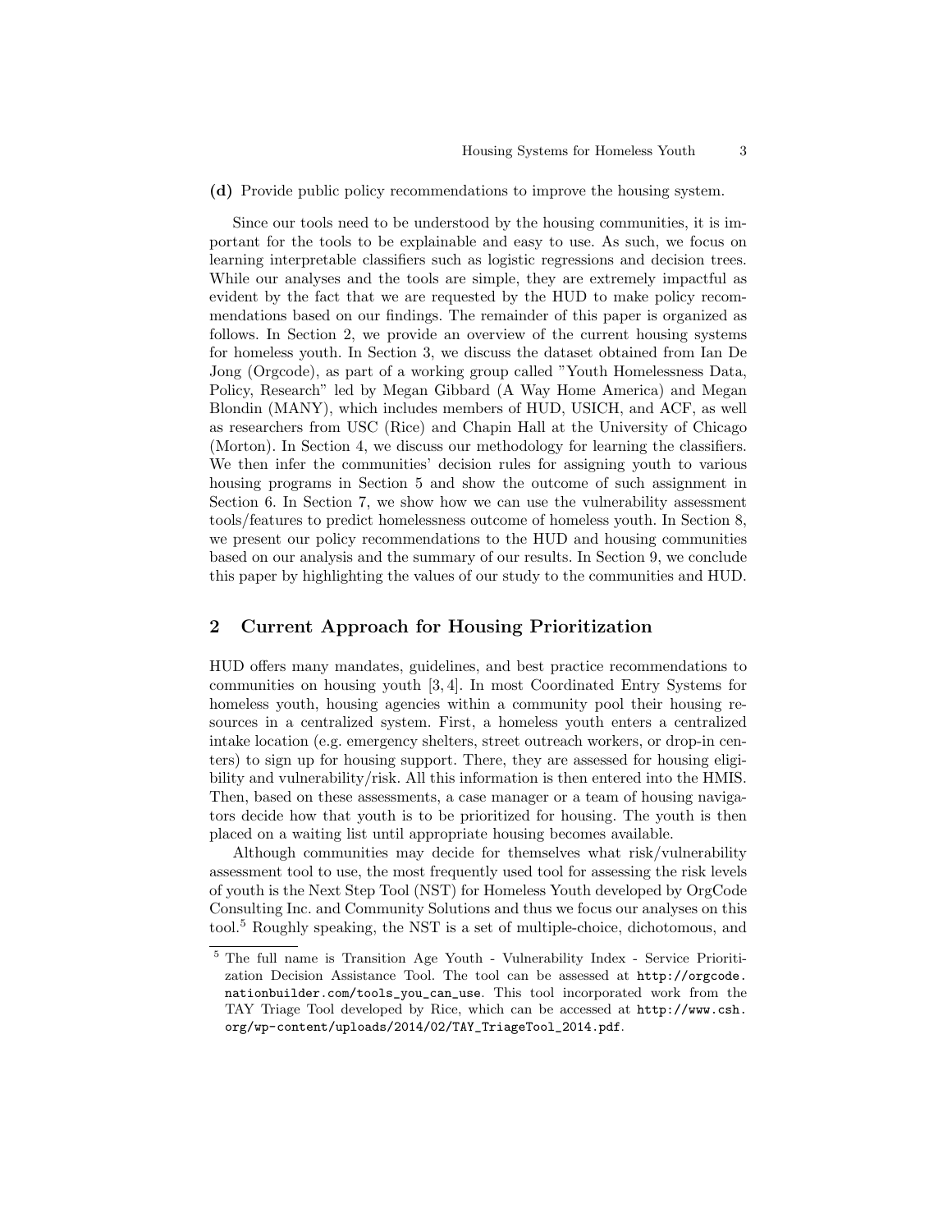**(d)** Provide public policy recommendations to improve the housing system.

Since our tools need to be understood by the housing communities, it is important for the tools to be explainable and easy to use. As such, we focus on learning interpretable classifiers such as logistic regressions and decision trees. While our analyses and the tools are simple, they are extremely impactful as evident by the fact that we are requested by the HUD to make policy recommendations based on our findings. The remainder of this paper is organized as follows. In Section 2, we provide an overview of the current housing systems for homeless youth. In Section 3, we discuss the dataset obtained from Ian De Jong (Orgcode), as part of a working group called "Youth Homelessness Data, Policy, Research" led by Megan Gibbard (A Way Home America) and Megan Blondin (MANY), which includes members of HUD, USICH, and ACF, as well as researchers from USC (Rice) and Chapin Hall at the University of Chicago (Morton). In Section 4, we discuss our methodology for learning the classifiers. We then infer the communities' decision rules for assigning youth to various housing programs in Section 5 and show the outcome of such assignment in Section 6. In Section 7, we show how we can use the vulnerability assessment tools/features to predict homelessness outcome of homeless youth. In Section 8, we present our policy recommendations to the HUD and housing communities based on our analysis and the summary of our results. In Section 9, we conclude this paper by highlighting the values of our study to the communities and HUD.

## 2 Current Approach for Housing Prioritization

HUD offers many mandates, guidelines, and best practice recommendations to communities on housing youth [3, 4]. In most Coordinated Entry Systems for homeless youth, housing agencies within a community pool their housing resources in a centralized system. First, a homeless youth enters a centralized intake location (e.g. emergency shelters, street outreach workers, or drop-in centers) to sign up for housing support. There, they are assessed for housing eligibility and vulnerability/risk. All this information is then entered into the HMIS. Then, based on these assessments, a case manager or a team of housing navigators decide how that youth is to be prioritized for housing. The youth is then placed on a waiting list until appropriate housing becomes available.

Although communities may decide for themselves what risk/vulnerability assessment tool to use, the most frequently used tool for assessing the risk levels of youth is the Next Step Tool (NST) for Homeless Youth developed by OrgCode Consulting Inc. and Community Solutions and thus we focus our analyses on this tool.[5] Roughly speaking, the NST is a set of multiple-choice, dichotomous, and

[5] The full name is Transition Age Youth - Vulnerability Index - Service Prioritization Decision Assistance Tool. The tool can be assessed at http://orgcode.nationbuilder.com/tools_you_can_use. This tool incorporated work from the TAY Triage Tool developed by Rice, which can be accessed at http://www.csh.org/wp-content/uploads/2014/02/TAY_TriageTool_2014.pdf.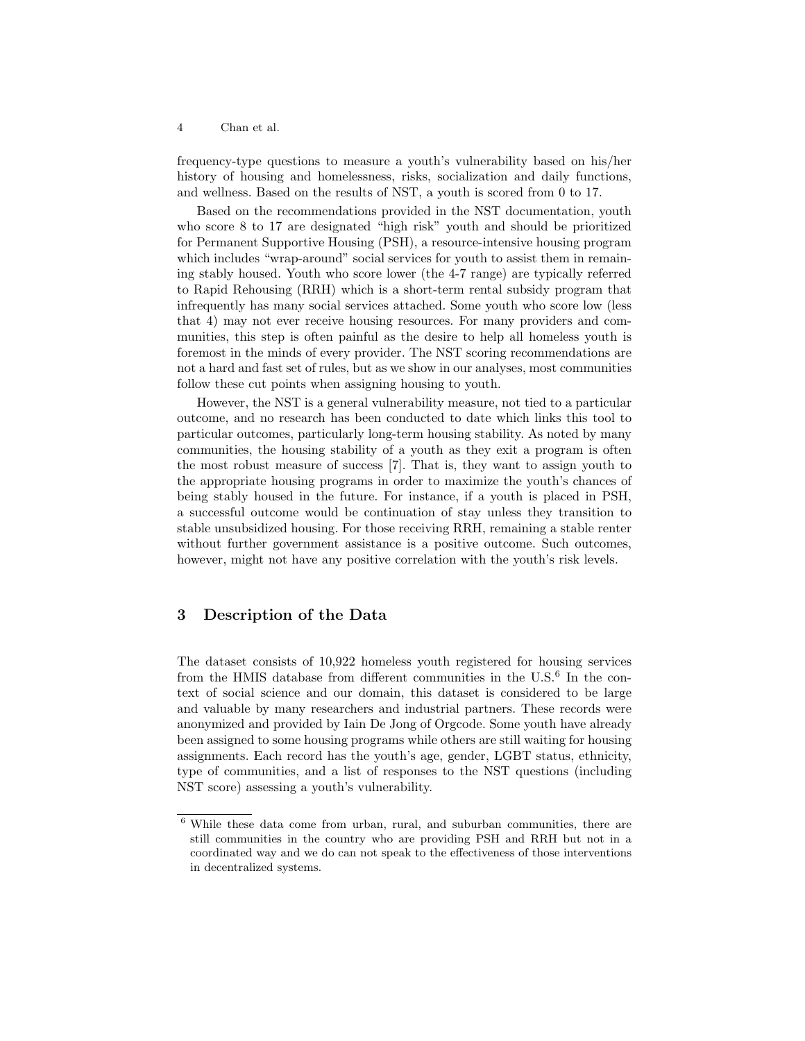frequency-type questions to measure a youth's vulnerability based on his/her history of housing and homelessness, risks, socialization and daily functions, and wellness. Based on the results of NST, a youth is scored from 0 to 17.

Based on the recommendations provided in the NST documentation, youth who score 8 to 17 are designated "high risk" youth and should be prioritized for Permanent Supportive Housing (PSH), a resource-intensive housing program which includes "wrap-around" social services for youth to assist them in remaining stably housed. Youth who score lower (the 4-7 range) are typically referred to Rapid Rehousing (RRH) which is a short-term rental subsidy program that infrequently has many social services attached. Some youth who score low (less that 4) may not ever receive housing resources. For many providers and communities, this step is often painful as the desire to help all homeless youth is foremost in the minds of every provider. The NST scoring recommendations are not a hard and fast set of rules, but as we show in our analyses, most communities follow these cut points when assigning housing to youth.

However, the NST is a general vulnerability measure, not tied to a particular outcome, and no research has been conducted to date which links this tool to particular outcomes, particularly long-term housing stability. As noted by many communities, the housing stability of a youth as they exit a program is often the most robust measure of success [7]. That is, they want to assign youth to the appropriate housing programs in order to maximize the youth's chances of being stably housed in the future. For instance, if a youth is placed in PSH, a successful outcome would be continuation of stay unless they transition to stable unsubsidized housing. For those receiving RRH, remaining a stable renter without further government assistance is a positive outcome. Such outcomes, however, might not have any positive correlation with the youth's risk levels.

## 3 Description of the Data

The dataset consists of 10,922 homeless youth registered for housing services from the HMIS database from different communities in the U.S.[6] In the context of social science and our domain, this dataset is considered to be large and valuable by many researchers and industrial partners. These records were anonymized and provided by Iain De Jong of Orgcode. Some youth have already been assigned to some housing programs while others are still waiting for housing assignments. Each record has the youth's age, gender, LGBT status, ethnicity, type of communities, and a list of responses to the NST questions (including NST score) assessing a youth's vulnerability.

[6] While these data come from urban, rural, and suburban communities, there are still communities in the country who are providing PSH and RRH but not in a coordinated way and we do can not speak to the effectiveness of those interventions in decentralized systems.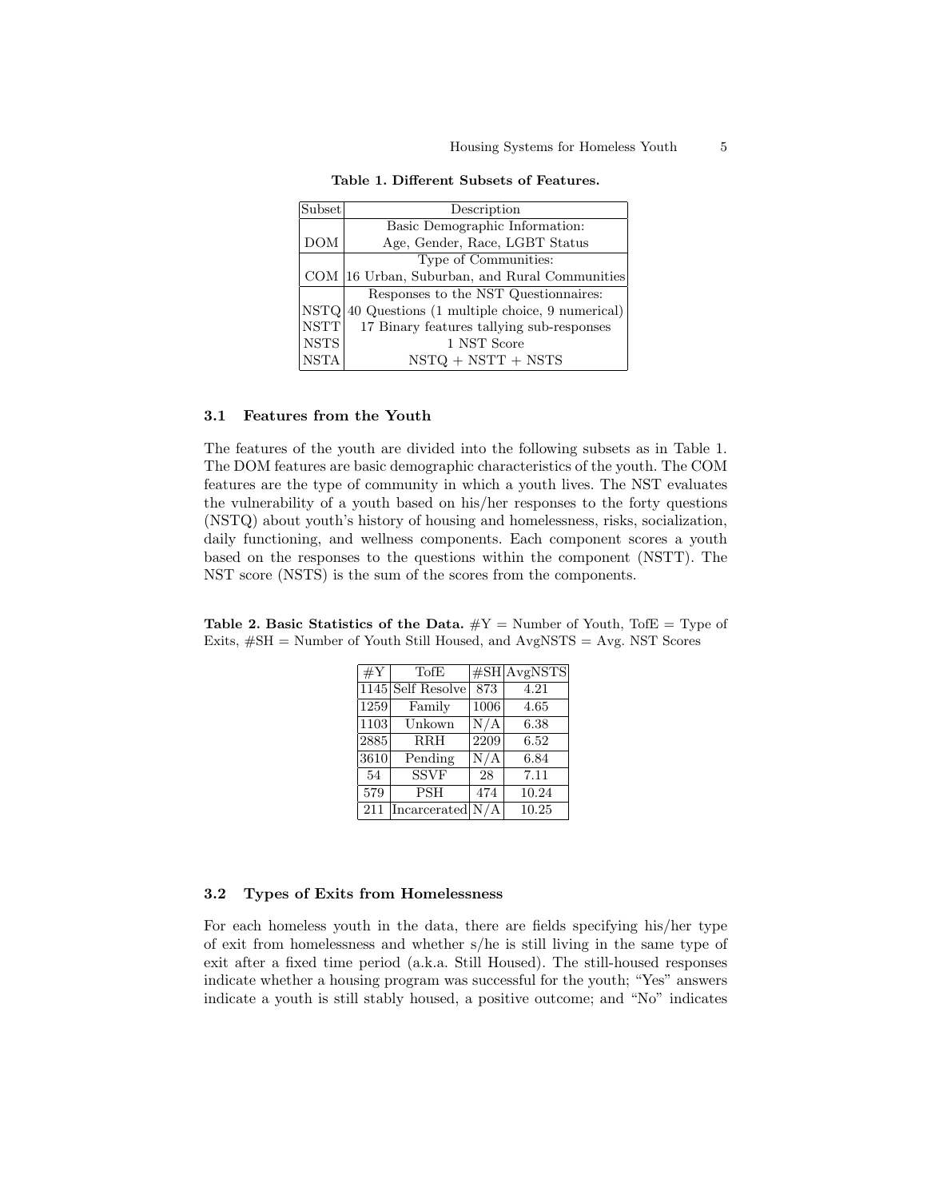**Table 1. Different Subsets of Features.**

| Subset | Description |
|---|---|
| DOM | Basic Demographic Information: Age, Gender, Race, LGBT Status |
| COM | Type of Communities: 16 Urban, Suburban, and Rural Communities |
| | Responses to the NST Questionnaires: |
| NSTQ | 40 Questions (1 multiple choice, 9 numerical) |
| NSTT | 17 Binary features tallying sub-responses |
| NSTS | 1 NST Score |
| NSTA | NSTQ + NSTT + NSTS |

### 3.1 Features from the Youth

The features of the youth are divided into the following subsets as in Table 1. The DOM features are basic demographic characteristics of the youth. The COM features are the type of community in which a youth lives. The NST evaluates the vulnerability of a youth based on his/her responses to the forty questions (NSTQ) about youth's history of housing and homelessness, risks, socialization, daily functioning, and wellness components. Each component scores a youth based on the responses to the questions within the component (NSTT). The NST score (NSTS) is the sum of the scores from the components.

**Table 2. Basic Statistics of the Data.** #Y = Number of Youth, TofE = Type of Exits, #SH = Number of Youth Still Housed, and AvgNSTS = Avg. NST Scores

| #Y | TofE | #SH | AvgNSTS |
|---|---|---|---|
| 1145 | Self Resolve | 873 | 4.21 |
| 1259 | Family | 1006 | 4.65 |
| 1103 | Unkown | N/A | 6.38 |
| 2885 | RRH | 2209 | 6.52 |
| 3610 | Pending | N/A | 6.84 |
| 54 | SSVF | 28 | 7.11 |
| 579 | PSH | 474 | 10.24 |
| 211 | Incarcerated | N/A | 10.25 |

### 3.2 Types of Exits from Homelessness

For each homeless youth in the data, there are fields specifying his/her type of exit from homelessness and whether s/he is still living in the same type of exit after a fixed time period (a.k.a. Still Housed). The still-housed responses indicate whether a housing program was successful for the youth; "Yes" answers indicate a youth is still stably housed, a positive outcome; and "No" indicates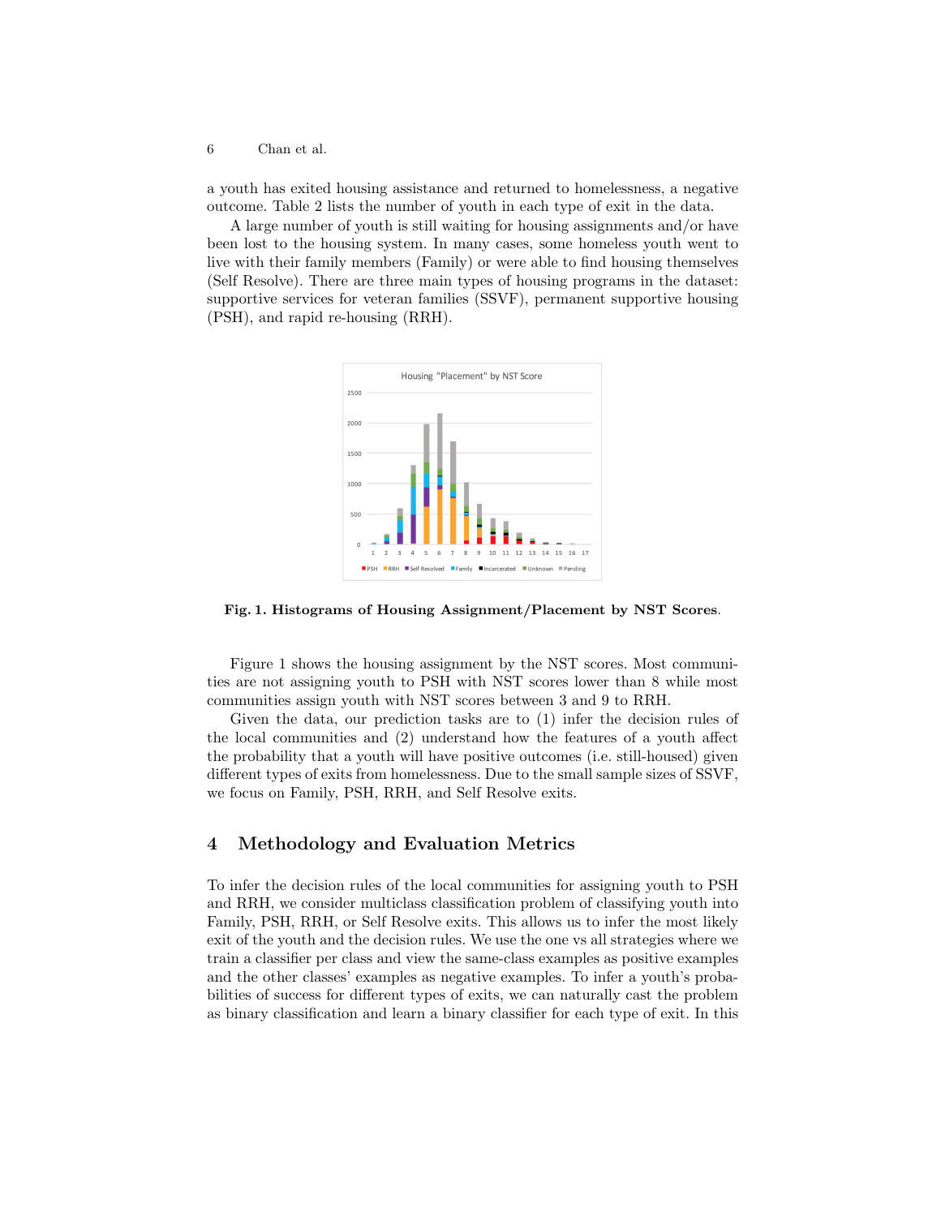a youth has exited housing assistance and returned to homelessness, a negative outcome. Table 2 lists the number of youth in each type of exit in the data.

A large number of youth is still waiting for housing assignments and/or have been lost to the housing system. In many cases, some homeless youth went to live with their family members (Family) or were able to find housing themselves (Self Resolve). There are three main types of housing programs in the dataset: supportive services for veteran families (SSVF), permanent supportive housing (PSH), and rapid re-housing (RRH).

**Fig. 1. Histograms of Housing Assignment/Placement by NST Scores**.

Figure 1 shows the housing assignment by the NST scores. Most communities are not assigning youth to PSH with NST scores lower than 8 while most communities assign youth with NST scores between 3 and 9 to RRH.

Given the data, our prediction tasks are to (1) infer the decision rules of the local communities and (2) understand how the features of a youth affect the probability that a youth will have positive outcomes (i.e. still-housed) given different types of exits from homelessness. Due to the small sample sizes of SSVF, we focus on Family, PSH, RRH, and Self Resolve exits.

## 4 Methodology and Evaluation Metrics

To infer the decision rules of the local communities for assigning youth to PSH and RRH, we consider multiclass classification problem of classifying youth into Family, PSH, RRH, or Self Resolve exits. This allows us to infer the most likely exit of the youth and the decision rules. We use the one vs all strategies where we train a classifier per class and view the same-class examples as positive examples and the other classes' examples as negative examples. To infer a youth's probabilities of success for different types of exits, we can naturally cast the problem as binary classification and learn a binary classifier for each type of exit. In this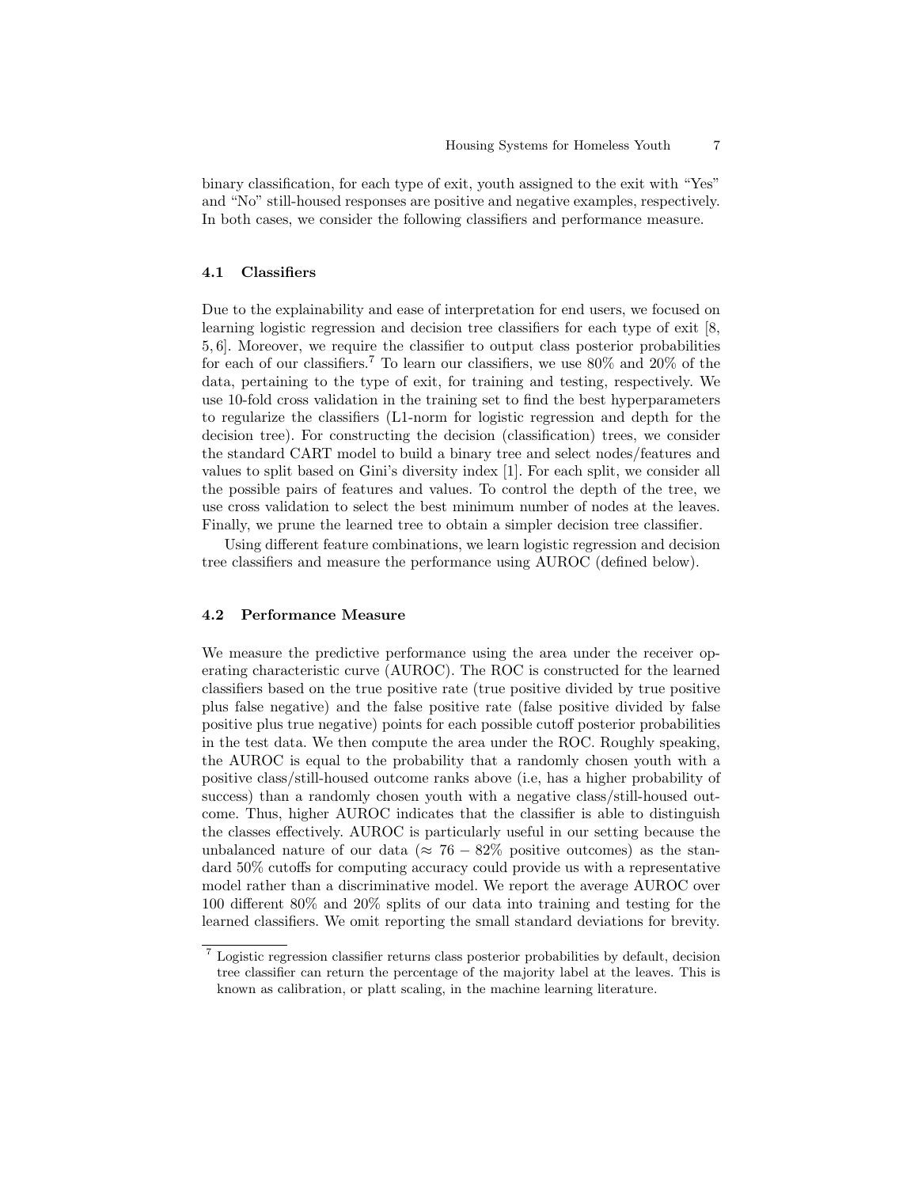binary classification, for each type of exit, youth assigned to the exit with "Yes" and "No" still-housed responses are positive and negative examples, respectively. In both cases, we consider the following classifiers and performance measure.

### 4.1 Classifiers

Due to the explainability and ease of interpretation for end users, we focused on learning logistic regression and decision tree classifiers for each type of exit [8, 5, 6]. Moreover, we require the classifier to output class posterior probabilities for each of our classifiers.[7] To learn our classifiers, we use 80% and 20% of the data, pertaining to the type of exit, for training and testing, respectively. We use 10-fold cross validation in the training set to find the best hyperparameters to regularize the classifiers (L1-norm for logistic regression and depth for the decision tree). For constructing the decision (classification) trees, we consider the standard CART model to build a binary tree and select nodes/features and values to split based on Gini's diversity index [1]. For each split, we consider all the possible pairs of features and values. To control the depth of the tree, we use cross validation to select the best minimum number of nodes at the leaves. Finally, we prune the learned tree to obtain a simpler decision tree classifier.

Using different feature combinations, we learn logistic regression and decision tree classifiers and measure the performance using AUROC (defined below).

### 4.2 Performance Measure

We measure the predictive performance using the area under the receiver operating characteristic curve (AUROC). The ROC is constructed for the learned classifiers based on the true positive rate (true positive divided by true positive plus false negative) and the false positive rate (false positive divided by false positive plus true negative) points for each possible cutoff posterior probabilities in the test data. We then compute the area under the ROC. Roughly speaking, the AUROC is equal to the probability that a randomly chosen youth with a positive class/still-housed outcome ranks above (i.e, has a higher probability of success) than a randomly chosen youth with a negative class/still-housed outcome. Thus, higher AUROC indicates that the classifier is able to distinguish the classes effectively. AUROC is particularly useful in our setting because the unbalanced nature of our data ($\approx 76 - 82\%$ positive outcomes) as the standard 50% cutoffs for computing accuracy could provide us with a representative model rather than a discriminative model. We report the average AUROC over 100 different 80% and 20% splits of our data into training and testing for the learned classifiers. We omit reporting the small standard deviations for brevity.

[7] Logistic regression classifier returns class posterior probabilities by default, decision tree classifier can return the percentage of the majority label at the leaves. This is known as calibration, or platt scaling, in the machine learning literature.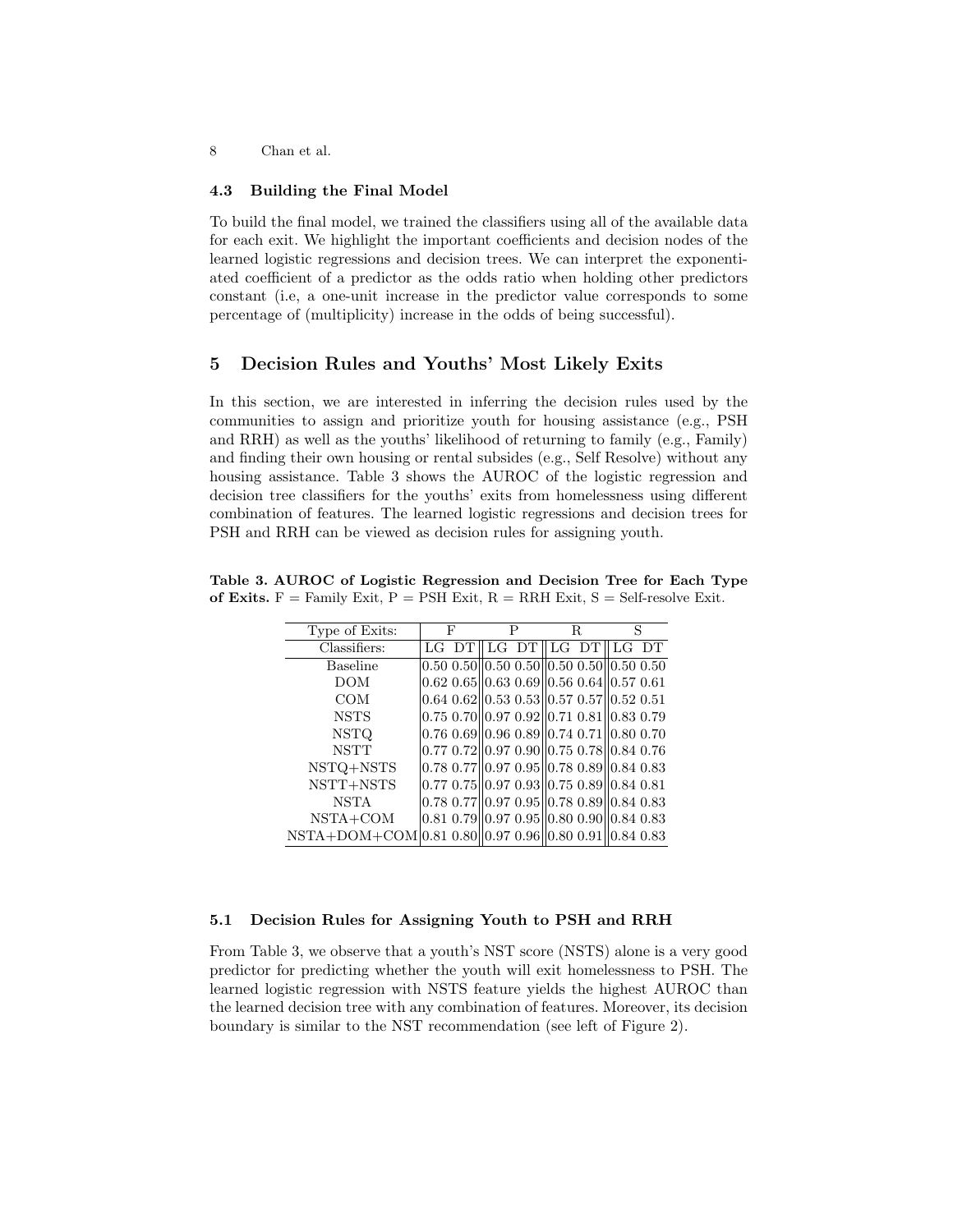### 4.3 Building the Final Model

To build the final model, we trained the classifiers using all of the available data for each exit. We highlight the important coefficients and decision nodes of the learned logistic regressions and decision trees. We can interpret the exponentiated coefficient of a predictor as the odds ratio when holding other predictors constant (i.e, a one-unit increase in the predictor value corresponds to some percentage of (multiplicity) increase in the odds of being successful).

## 5 Decision Rules and Youths' Most Likely Exits

In this section, we are interested in inferring the decision rules used by the communities to assign and prioritize youth for housing assistance (e.g., PSH and RRH) as well as the youths' likelihood of returning to family (e.g., Family) and finding their own housing or rental subsides (e.g., Self Resolve) without any housing assistance. Table 3 shows the AUROC of the logistic regression and decision tree classifiers for the youths' exits from homelessness using different combination of features. The learned logistic regressions and decision trees for PSH and RRH can be viewed as decision rules for assigning youth.

**Table 3. AUROC of Logistic Regression and Decision Tree for Each Type of Exits.** F = Family Exit, P = PSH Exit, R = RRH Exit, S = Self-resolve Exit.

| Type of Exits: | F | | P | | R | | S | |
|---|---|---|---|---|---|---|---|---|
| Classifiers: | LG | DT | LG | DT | LG | DT | LG | DT |
| Baseline | 0.50 | 0.50 | 0.50 | 0.50 | 0.50 | 0.50 | 0.50 | 0.50 |
| DOM | 0.62 | 0.65 | 0.63 | 0.69 | 0.56 | 0.64 | 0.57 | 0.61 |
| COM | 0.64 | 0.62 | 0.53 | 0.53 | 0.57 | 0.57 | 0.52 | 0.51 |
| NSTS | 0.75 | 0.70 | 0.97 | 0.92 | 0.71 | 0.81 | 0.83 | 0.79 |
| NSTQ | 0.76 | 0.69 | 0.96 | 0.89 | 0.74 | 0.71 | 0.80 | 0.70 |
| NSTT | 0.77 | 0.72 | 0.97 | 0.90 | 0.75 | 0.78 | 0.84 | 0.76 |
| NSTQ+NSTS | 0.78 | 0.77 | 0.97 | 0.95 | 0.78 | 0.89 | 0.84 | 0.83 |
| NSTT+NSTS | 0.77 | 0.75 | 0.97 | 0.93 | 0.75 | 0.89 | 0.84 | 0.81 |
| NSTA | 0.78 | 0.77 | 0.97 | 0.95 | 0.78 | 0.89 | 0.84 | 0.83 |
| NSTA+COM | 0.81 | 0.79 | 0.97 | 0.95 | 0.80 | 0.90 | 0.84 | 0.83 |
| NSTA+DOM+COM | 0.81 | 0.80 | 0.97 | 0.96 | 0.80 | 0.91 | 0.84 | 0.83 |

### 5.1 Decision Rules for Assigning Youth to PSH and RRH

From Table 3, we observe that a youth's NST score (NSTS) alone is a very good predictor for predicting whether the youth will exit homelessness to PSH. The learned logistic regression with NSTS feature yields the highest AUROC than the learned decision tree with any combination of features. Moreover, its decision boundary is similar to the NST recommendation (see left of Figure 2).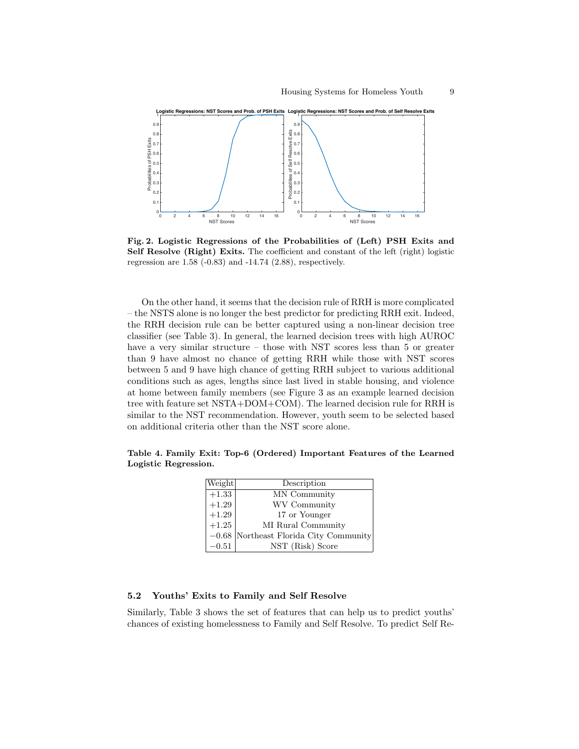**Fig. 2. Logistic Regressions of the Probabilities of (Left) PSH Exits and Self Resolve (Right) Exits.** The coefficient and constant of the left (right) logistic regression are 1.58 (-0.83) and -14.74 (2.88), respectively.

On the other hand, it seems that the decision rule of RRH is more complicated – the NSTS alone is no longer the best predictor for predicting RRH exit. Indeed, the RRH decision rule can be better captured using a non-linear decision tree classifier (see Table 3). In general, the learned decision trees with high AUROC have a very similar structure – those with NST scores less than 5 or greater than 9 have almost no chance of getting RRH while those with NST scores between 5 and 9 have high chance of getting RRH subject to various additional conditions such as ages, lengths since last lived in stable housing, and violence at home between family members (see Figure 3 as an example learned decision tree with feature set NSTA+DOM+COM). The learned decision rule for RRH is similar to the NST recommendation. However, youth seem to be selected based on additional criteria other than the NST score alone.

**Table 4. Family Exit: Top-6 (Ordered) Important Features of the Learned Logistic Regression.**

| Weight | Description |
|---|---|
| $+1.33$ | MN Community |
| $+1.29$ | WV Community |
| $+1.29$ | 17 or Younger |
| $+1.25$ | MI Rural Community |
| $-0.68$ | Northeast Florida City Community |
| $-0.51$ | NST (Risk) Score |

### 5.2 Youths' Exits to Family and Self Resolve

Similarly, Table 3 shows the set of features that can help us to predict youths' chances of existing homelessness to Family and Self Resolve. To predict Self Re-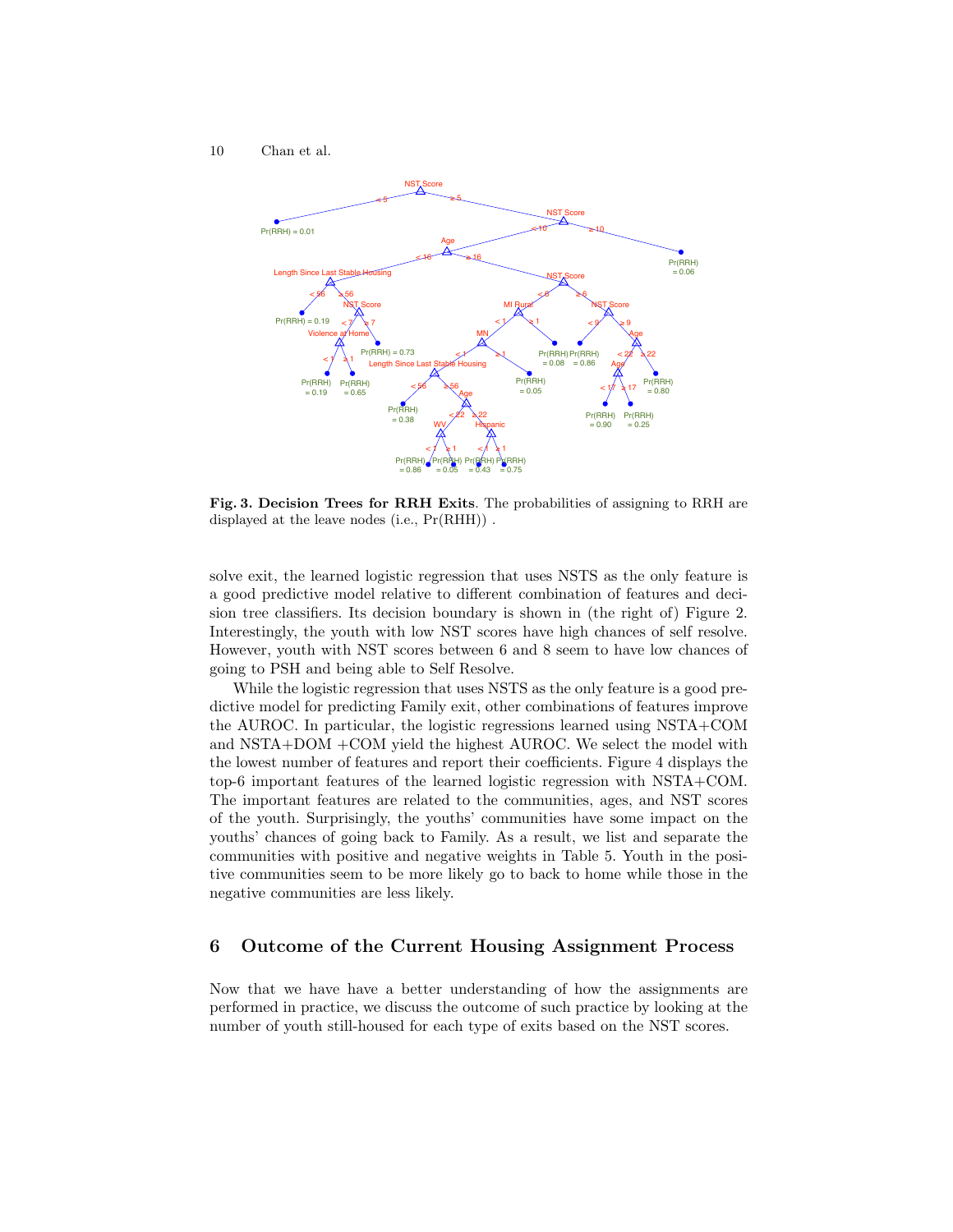**Fig. 3. Decision Trees for RRH Exits**. The probabilities of assigning to RRH are displayed at the leave nodes (i.e., Pr(RHH)) .

solve exit, the learned logistic regression that uses NSTS as the only feature is a good predictive model relative to different combination of features and decision tree classifiers. Its decision boundary is shown in (the right of) Figure 2. Interestingly, the youth with low NST scores have high chances of self resolve. However, youth with NST scores between 6 and 8 seem to have low chances of going to PSH and being able to Self Resolve.

While the logistic regression that uses NSTS as the only feature is a good predictive model for predicting Family exit, other combinations of features improve the AUROC. In particular, the logistic regressions learned using NSTA+COM and NSTA+DOM +COM yield the highest AUROC. We select the model with the lowest number of features and report their coefficients. Figure 4 displays the top-6 important features of the learned logistic regression with NSTA+COM. The important features are related to the communities, ages, and NST scores of the youth. Surprisingly, the youths' communities have some impact on the youths' chances of going back to Family. As a result, we list and separate the communities with positive and negative weights in Table 5. Youth in the positive communities seem to be more likely go to back to home while those in the negative communities are less likely.

## 6 Outcome of the Current Housing Assignment Process

Now that we have have a better understanding of how the assignments are performed in practice, we discuss the outcome of such practice by looking at the number of youth still-housed for each type of exits based on the NST scores.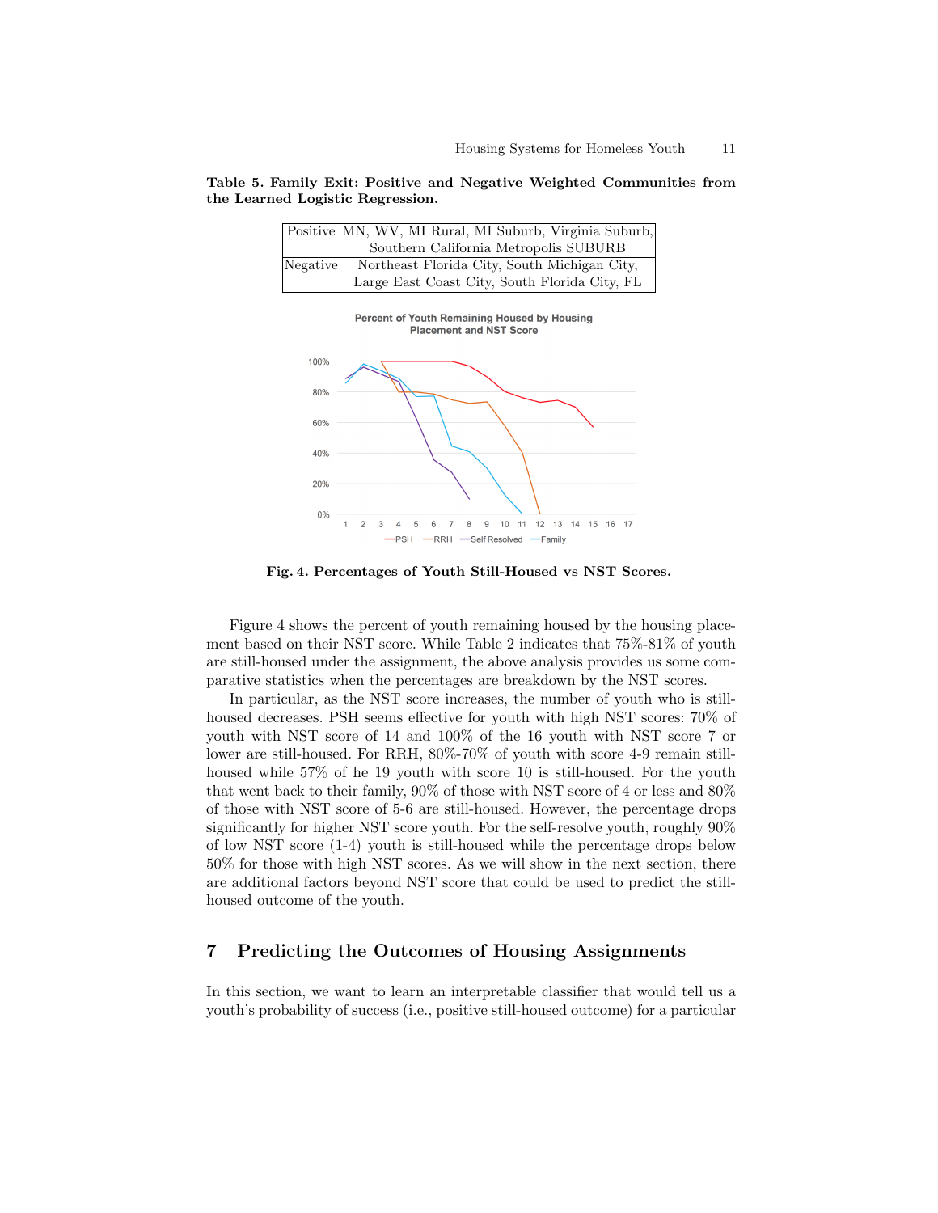**Table 5. Family Exit: Positive and Negative Weighted Communities from the Learned Logistic Regression.**

| | |
|---|---|
| Positive | MN, WV, MI Rural, MI Suburb, Virginia Suburb, Southern California Metropolis SUBURB |
| Negative | Northeast Florida City, South Michigan City, Large East Coast City, South Florida City, FL |

**Fig. 4. Percentages of Youth Still-Housed vs NST Scores.**

Figure 4 shows the percent of youth remaining housed by the housing placement based on their NST score. While Table 2 indicates that 75%-81% of youth are still-housed under the assignment, the above analysis provides us some comparative statistics when the percentages are breakdown by the NST scores.

In particular, as the NST score increases, the number of youth who is still-housed decreases. PSH seems effective for youth with high NST scores: 70% of youth with NST score of 14 and 100% of the 16 youth with NST score 7 or lower are still-housed. For RRH, 80%-70% of youth with score 4-9 remain still-housed while 57% of he 19 youth with score 10 is still-housed. For the youth that went back to their family, 90% of those with NST score of 4 or less and 80% of those with NST score of 5-6 are still-housed. However, the percentage drops significantly for higher NST score youth. For the self-resolve youth, roughly 90% of low NST score (1-4) youth is still-housed while the percentage drops below 50% for those with high NST scores. As we will show in the next section, there are additional factors beyond NST score that could be used to predict the still-housed outcome of the youth.

## 7 Predicting the Outcomes of Housing Assignments

In this section, we want to learn an interpretable classifier that would tell us a youth's probability of success (i.e., positive still-housed outcome) for a particular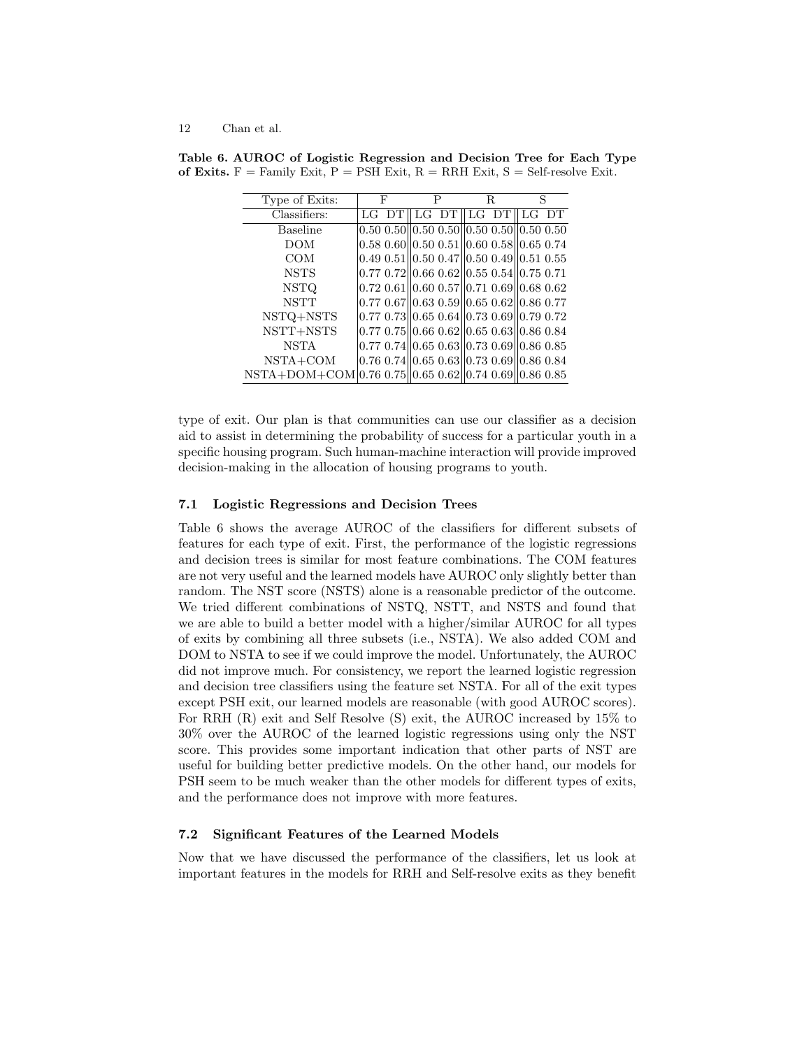**Table 6. AUROC of Logistic Regression and Decision Tree for Each Type of Exits.** F = Family Exit, P = PSH Exit, R = RRH Exit, S = Self-resolve Exit.

| Type of Exits: | F | | P | | R | | S | |
|---|---|---|---|---|---|---|---|---|
| Classifiers: | LG | DT | LG | DT | LG | DT | LG | DT |
| Baseline | 0.50 | 0.50 | 0.50 | 0.50 | 0.50 | 0.50 | 0.50 | 0.50 |
| DOM | 0.58 | 0.60 | 0.50 | 0.51 | 0.60 | 0.58 | 0.65 | 0.74 |
| COM | 0.49 | 0.51 | 0.50 | 0.47 | 0.50 | 0.49 | 0.51 | 0.55 |
| NSTS | 0.77 | 0.72 | 0.66 | 0.62 | 0.55 | 0.54 | 0.75 | 0.71 |
| NSTQ | 0.72 | 0.61 | 0.60 | 0.57 | 0.71 | 0.69 | 0.68 | 0.62 |
| NSTT | 0.77 | 0.67 | 0.63 | 0.59 | 0.65 | 0.62 | 0.86 | 0.77 |
| NSTQ+NSTS | 0.77 | 0.73 | 0.65 | 0.64 | 0.73 | 0.69 | 0.79 | 0.72 |
| NSTT+NSTS | 0.77 | 0.75 | 0.66 | 0.62 | 0.65 | 0.63 | 0.86 | 0.84 |
| NSTA | 0.77 | 0.74 | 0.65 | 0.63 | 0.73 | 0.69 | 0.86 | 0.85 |
| NSTA+COM | 0.76 | 0.74 | 0.65 | 0.63 | 0.73 | 0.69 | 0.86 | 0.84 |
| NSTA+DOM+COM | 0.76 | 0.75 | 0.65 | 0.62 | 0.74 | 0.69 | 0.86 | 0.85 |

type of exit. Our plan is that communities can use our classifier as a decision aid to assist in determining the probability of success for a particular youth in a specific housing program. Such human-machine interaction will provide improved decision-making in the allocation of housing programs to youth.

### 7.1 Logistic Regressions and Decision Trees

Table 6 shows the average AUROC of the classifiers for different subsets of features for each type of exit. First, the performance of the logistic regressions and decision trees is similar for most feature combinations. The COM features are not very useful and the learned models have AUROC only slightly better than random. The NST score (NSTS) alone is a reasonable predictor of the outcome. We tried different combinations of NSTQ, NSTT, and NSTS and found that we are able to build a better model with a higher/similar AUROC for all types of exits by combining all three subsets (i.e., NSTA). We also added COM and DOM to NSTA to see if we could improve the model. Unfortunately, the AUROC did not improve much. For consistency, we report the learned logistic regression and decision tree classifiers using the feature set NSTA. For all of the exit types except PSH exit, our learned models are reasonable (with good AUROC scores). For RRH (R) exit and Self Resolve (S) exit, the AUROC increased by 15% to 30% over the AUROC of the learned logistic regressions using only the NST score. This provides some important indication that other parts of NST are useful for building better predictive models. On the other hand, our models for PSH seem to be much weaker than the other models for different types of exits, and the performance does not improve with more features.

### 7.2 Significant Features of the Learned Models

Now that we have discussed the performance of the classifiers, let us look at important features in the models for RRH and Self-resolve exits as they benefit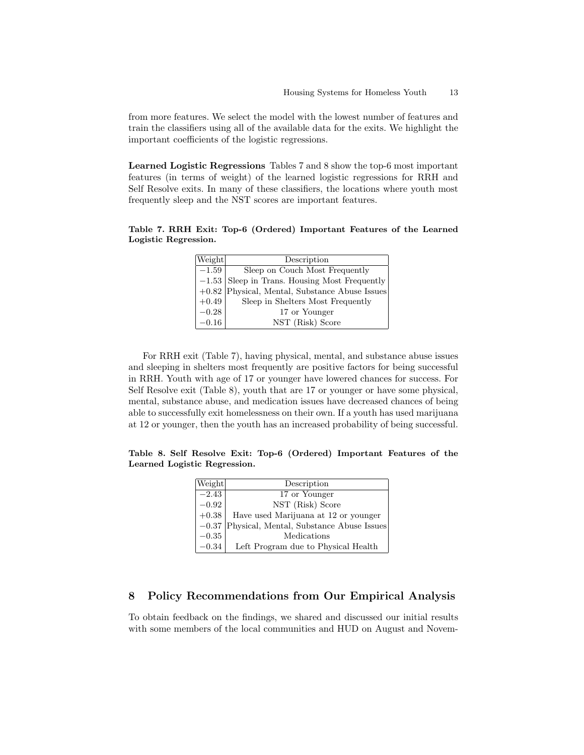from more features. We select the model with the lowest number of features and train the classifiers using all of the available data for the exits. We highlight the important coefficients of the logistic regressions.

**Learned Logistic Regressions** Tables 7 and 8 show the top-6 most important features (in terms of weight) of the learned logistic regressions for RRH and Self Resolve exits. In many of these classifiers, the locations where youth most frequently sleep and the NST scores are important features.

**Table 7. RRH Exit: Top-6 (Ordered) Important Features of the Learned Logistic Regression.**

| Weight | Description |
|---|---|
| $-1.59$ | Sleep on Couch Most Frequently |
| $-1.53$ | Sleep in Trans. Housing Most Frequently |
| $+0.82$ | Physical, Mental, Substance Abuse Issues |
| $+0.49$ | Sleep in Shelters Most Frequently |
| $-0.28$ | 17 or Younger |
| $-0.16$ | NST (Risk) Score |

For RRH exit (Table 7), having physical, mental, and substance abuse issues and sleeping in shelters most frequently are positive factors for being successful in RRH. Youth with age of 17 or younger have lowered chances for success. For Self Resolve exit (Table 8), youth that are 17 or younger or have some physical, mental, substance abuse, and medication issues have decreased chances of being able to successfully exit homelessness on their own. If a youth has used marijuana at 12 or younger, then the youth has an increased probability of being successful.

**Table 8. Self Resolve Exit: Top-6 (Ordered) Important Features of the Learned Logistic Regression.**

| Weight | Description |
|---|---|
| $-2.43$ | 17 or Younger |
| $-0.92$ | NST (Risk) Score |
| $+0.38$ | Have used Marijuana at 12 or younger |
| $-0.37$ | Physical, Mental, Substance Abuse Issues |
| $-0.35$ | Medications |
| $-0.34$ | Left Program due to Physical Health |

## 8 Policy Recommendations from Our Empirical Analysis

To obtain feedback on the findings, we shared and discussed our initial results with some members of the local communities and HUD on August and Novem-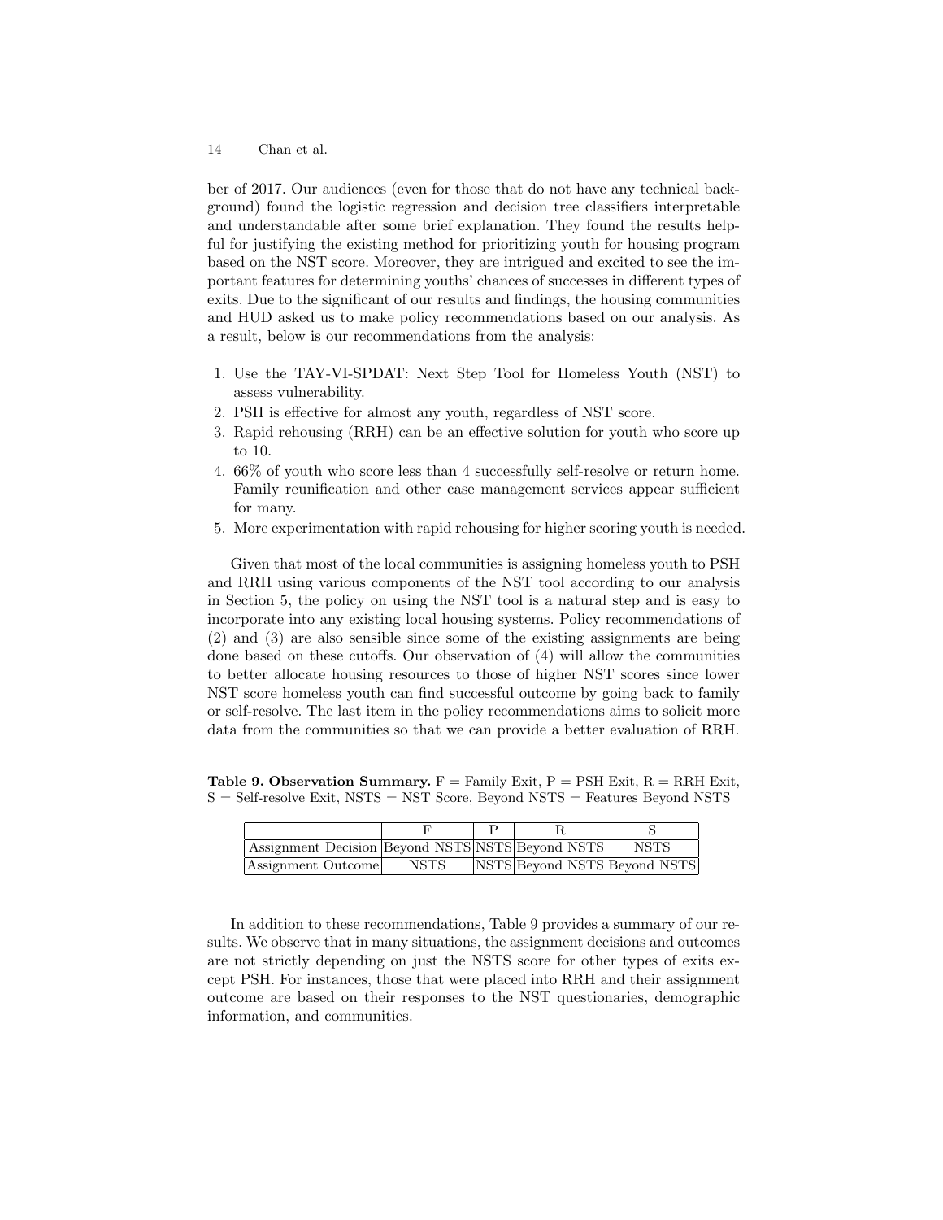ber of 2017. Our audiences (even for those that do not have any technical background) found the logistic regression and decision tree classifiers interpretable and understandable after some brief explanation. They found the results helpful for justifying the existing method for prioritizing youth for housing program based on the NST score. Moreover, they are intrigued and excited to see the important features for determining youths' chances of successes in different types of exits. Due to the significant of our results and findings, the housing communities and HUD asked us to make policy recommendations based on our analysis. As a result, below is our recommendations from the analysis:

1. Use the TAY-VI-SPDAT: Next Step Tool for Homeless Youth (NST) to assess vulnerability.
2. PSH is effective for almost any youth, regardless of NST score.
3. Rapid rehousing (RRH) can be an effective solution for youth who score up to 10.
4. 66% of youth who score less than 4 successfully self-resolve or return home. Family reunification and other case management services appear sufficient for many.
5. More experimentation with rapid rehousing for higher scoring youth is needed.

Given that most of the local communities is assigning homeless youth to PSH and RRH using various components of the NST tool according to our analysis in Section 5, the policy on using the NST tool is a natural step and is easy to incorporate into any existing local housing systems. Policy recommendations of (2) and (3) are also sensible since some of the existing assignments are being done based on these cutoffs. Our observation of (4) will allow the communities to better allocate housing resources to those of higher NST scores since lower NST score homeless youth can find successful outcome by going back to family or self-resolve. The last item in the policy recommendations aims to solicit more data from the communities so that we can provide a better evaluation of RRH.

**Table 9. Observation Summary.** F = Family Exit, P = PSH Exit, R = RRH Exit, S = Self-resolve Exit, NSTS = NST Score, Beyond NSTS = Features Beyond NSTS

| | F | P | R | S |
|---|---|---|---|---|
| Assignment Decision | Beyond NSTS | NSTS | Beyond NSTS | NSTS |
| Assignment Outcome | NSTS | | NSTS | Beyond NSTS | Beyond NSTS |

In addition to these recommendations, Table 9 provides a summary of our results. We observe that in many situations, the assignment decisions and outcomes are not strictly depending on just the NSTS score for other types of exits except PSH. For instances, those that were placed into RRH and their assignment outcome are based on their responses to the NST questionaries, demographic information, and communities.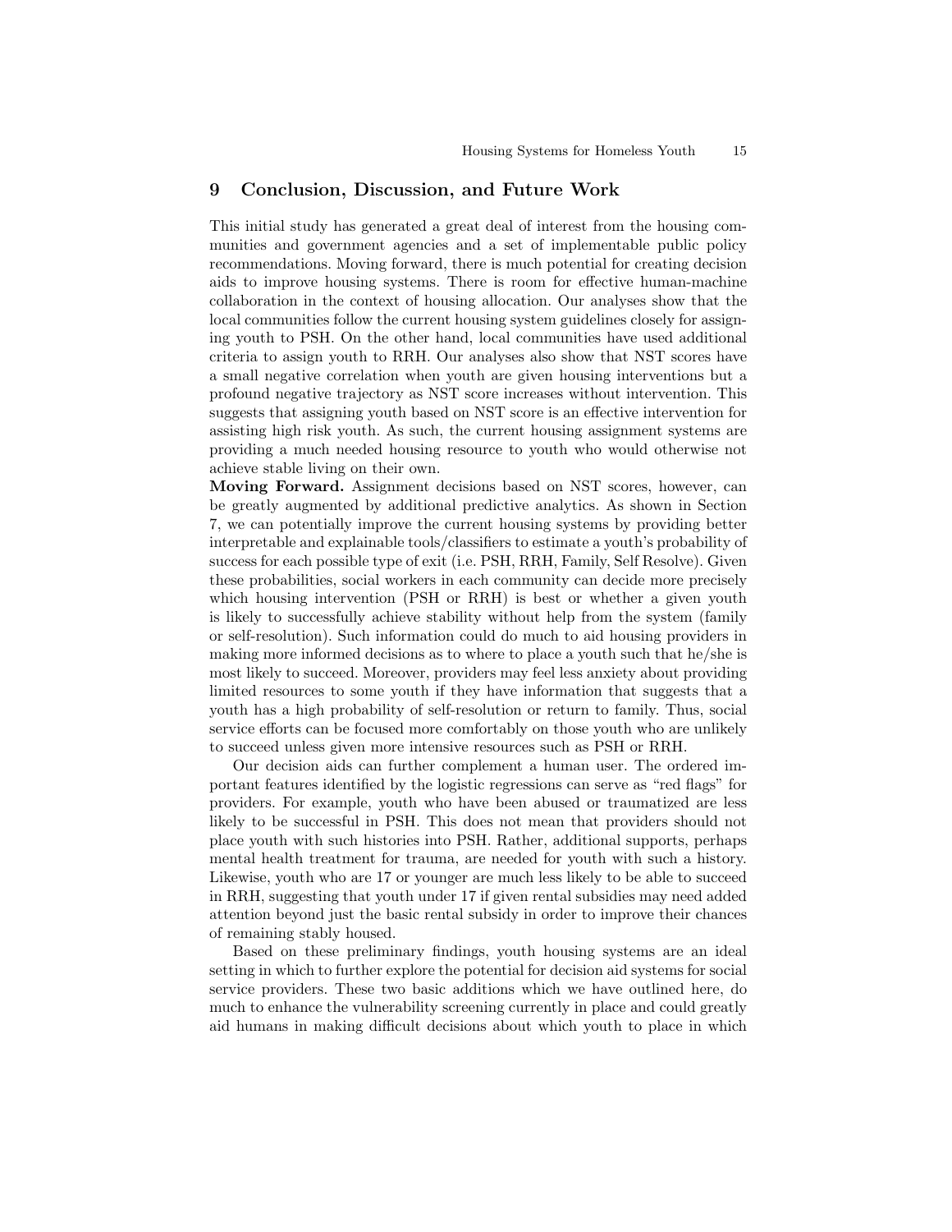## 9 Conclusion, Discussion, and Future Work

This initial study has generated a great deal of interest from the housing communities and government agencies and a set of implementable public policy recommendations. Moving forward, there is much potential for creating decision aids to improve housing systems. There is room for effective human-machine collaboration in the context of housing allocation. Our analyses show that the local communities follow the current housing system guidelines closely for assigning youth to PSH. On the other hand, local communities have used additional criteria to assign youth to RRH. Our analyses also show that NST scores have a small negative correlation when youth are given housing interventions but a profound negative trajectory as NST score increases without intervention. This suggests that assigning youth based on NST score is an effective intervention for assisting high risk youth. As such, the current housing assignment systems are providing a much needed housing resource to youth who would otherwise not achieve stable living on their own.

**Moving Forward.** Assignment decisions based on NST scores, however, can be greatly augmented by additional predictive analytics. As shown in Section 7, we can potentially improve the current housing systems by providing better interpretable and explainable tools/classifiers to estimate a youth's probability of success for each possible type of exit (i.e. PSH, RRH, Family, Self Resolve). Given these probabilities, social workers in each community can decide more precisely which housing intervention (PSH or RRH) is best or whether a given youth is likely to successfully achieve stability without help from the system (family or self-resolution). Such information could do much to aid housing providers in making more informed decisions as to where to place a youth such that he/she is most likely to succeed. Moreover, providers may feel less anxiety about providing limited resources to some youth if they have information that suggests that a youth has a high probability of self-resolution or return to family. Thus, social service efforts can be focused more comfortably on those youth who are unlikely to succeed unless given more intensive resources such as PSH or RRH.

Our decision aids can further complement a human user. The ordered important features identified by the logistic regressions can serve as "red flags" for providers. For example, youth who have been abused or traumatized are less likely to be successful in PSH. This does not mean that providers should not place youth with such histories into PSH. Rather, additional supports, perhaps mental health treatment for trauma, are needed for youth with such a history. Likewise, youth who are 17 or younger are much less likely to be able to succeed in RRH, suggesting that youth under 17 if given rental subsidies may need added attention beyond just the basic rental subsidy in order to improve their chances of remaining stably housed.

Based on these preliminary findings, youth housing systems are an ideal setting in which to further explore the potential for decision aid systems for social service providers. These two basic additions which we have outlined here, do much to enhance the vulnerability screening currently in place and could greatly aid humans in making difficult decisions about which youth to place in which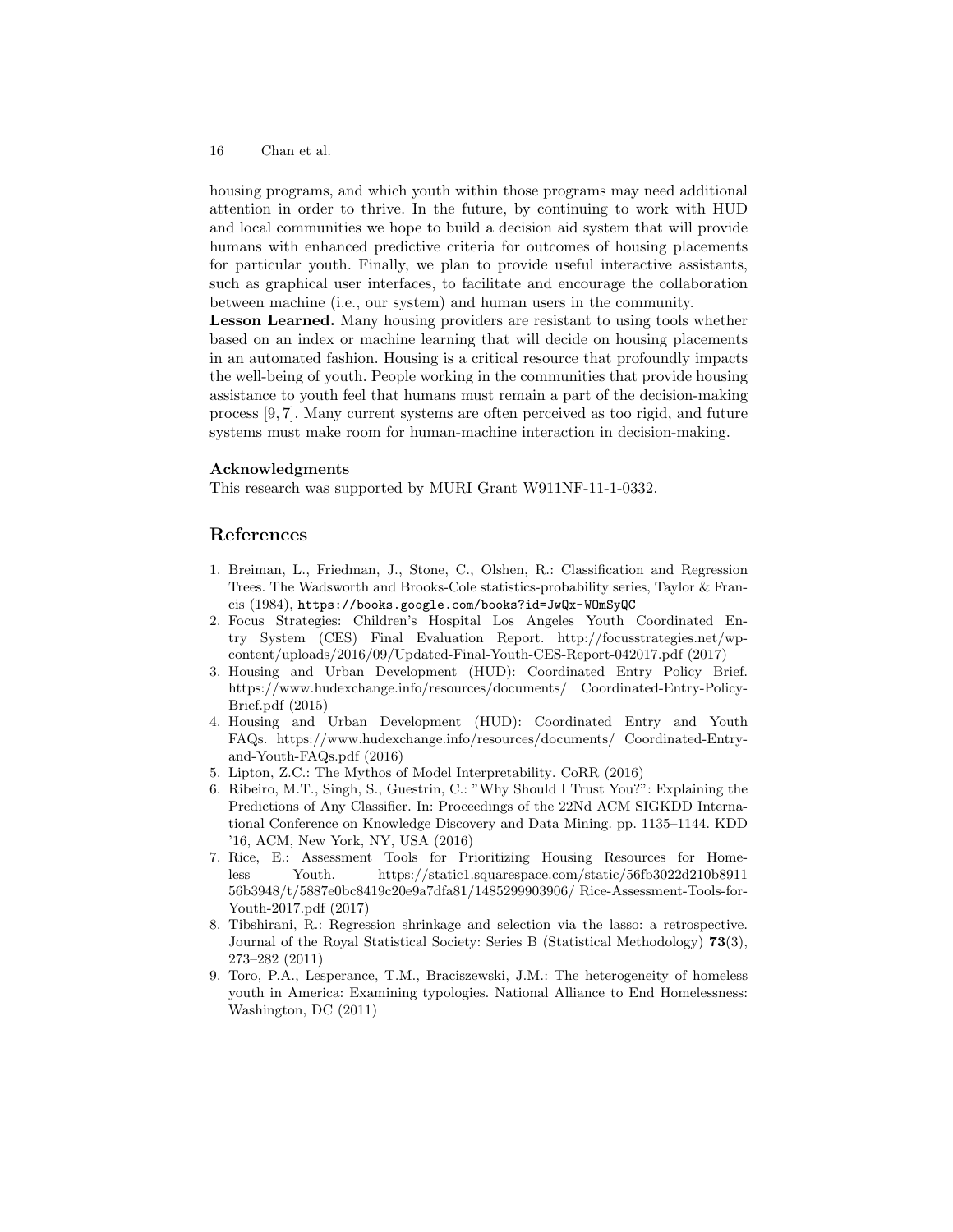housing programs, and which youth within those programs may need additional attention in order to thrive. In the future, by continuing to work with HUD and local communities we hope to build a decision aid system that will provide humans with enhanced predictive criteria for outcomes of housing placements for particular youth. Finally, we plan to provide useful interactive assistants, such as graphical user interfaces, to facilitate and encourage the collaboration between machine (i.e., our system) and human users in the community.

**Lesson Learned.** Many housing providers are resistant to using tools whether based on an index or machine learning that will decide on housing placements in an automated fashion. Housing is a critical resource that profoundly impacts the well-being of youth. People working in the communities that provide housing assistance to youth feel that humans must remain a part of the decision-making process [9, 7]. Many current systems are often perceived as too rigid, and future systems must make room for human-machine interaction in decision-making.

### Acknowledgments

This research was supported by MURI Grant W911NF-11-1-0332.

## References

1. Breiman, L., Friedman, J., Stone, C., Olshen, R.: Classification and Regression Trees. The Wadsworth and Brooks-Cole statistics-probability series, Taylor & Francis (1984), https://books.google.com/books?id=JwQx-WOmSyQC
2. Focus Strategies: Children's Hospital Los Angeles Youth Coordinated Entry System (CES) Final Evaluation Report. http://focusstrategies.net/wp-content/uploads/2016/09/Updated-Final-Youth-CES-Report-042017.pdf (2017)
3. Housing and Urban Development (HUD): Coordinated Entry Policy Brief. https://www.hudexchange.info/resources/documents/ Coordinated-Entry-Policy-Brief.pdf (2015)
4. Housing and Urban Development (HUD): Coordinated Entry and Youth FAQs. https://www.hudexchange.info/resources/documents/ Coordinated-Entry-and-Youth-FAQs.pdf (2016)
5. Lipton, Z.C.: The Mythos of Model Interpretability. CoRR (2016)
6. Ribeiro, M.T., Singh, S., Guestrin, C.: "Why Should I Trust You?": Explaining the Predictions of Any Classifier. In: Proceedings of the 22Nd ACM SIGKDD International Conference on Knowledge Discovery and Data Mining. pp. 1135–1144. KDD '16, ACM, New York, NY, USA (2016)
7. Rice, E.: Assessment Tools for Prioritizing Housing Resources for Homeless Youth. https://static1.squarespace.com/static/56fb3022d210b8911 56b3948/t/5887e0bc8419c20e9a7dfa81/1485299903906/ Rice-Assessment-Tools-for-Youth-2017.pdf (2017)
8. Tibshirani, R.: Regression shrinkage and selection via the lasso: a retrospective. Journal of the Royal Statistical Society: Series B (Statistical Methodology) **73**(3), 273–282 (2011)
9. Toro, P.A., Lesperance, T.M., Braciszewski, J.M.: The heterogeneity of homeless youth in America: Examining typologies. National Alliance to End Homelessness: Washington, DC (2011)